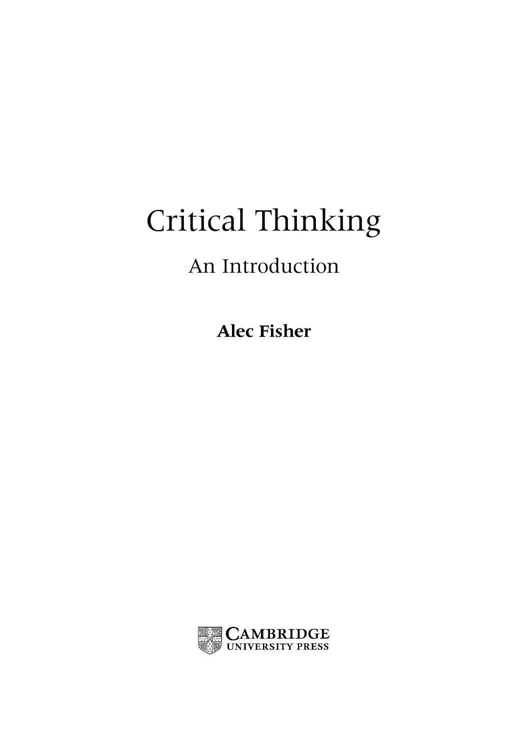# Critical Thinking

## An Introduction

**Alec Fisher**

CAMBRIDGE
UNIVERSITY PRESS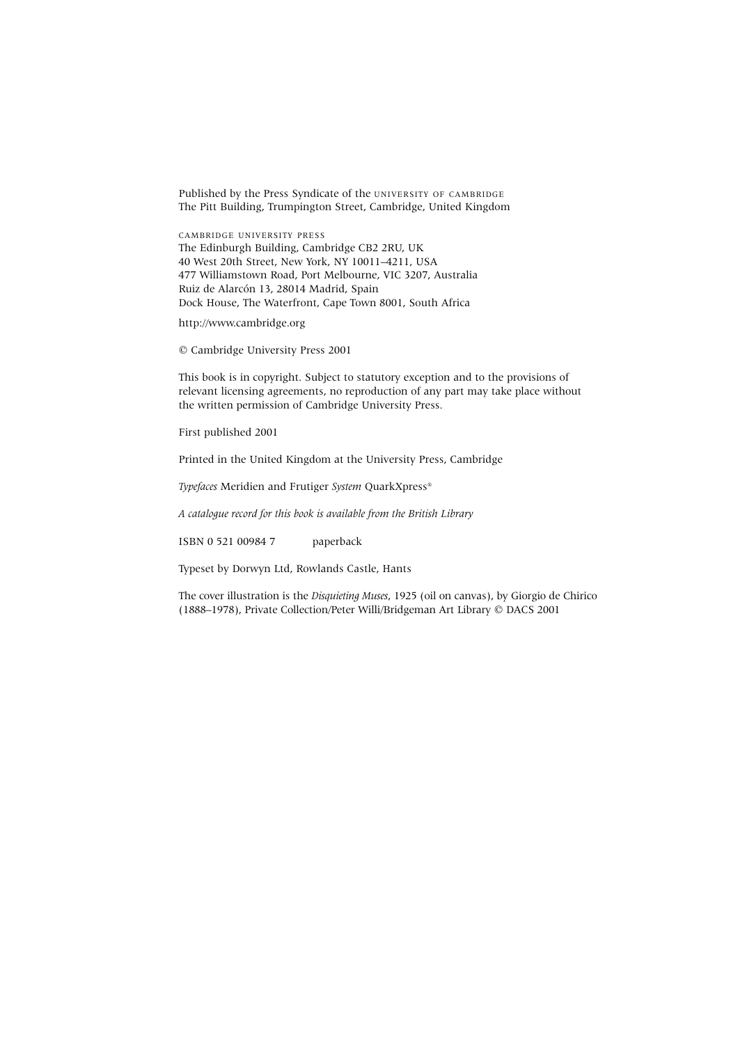Published by the Press Syndicate of the UNIVERSITY OF CAMBRIDGE
The Pitt Building, Trumpington Street, Cambridge, United Kingdom

CAMBRIDGE UNIVERSITY PRESS
The Edinburgh Building, Cambridge CB2 2RU, UK
40 West 20th Street, New York, NY 10011–4211, USA
477 Williamstown Road, Port Melbourne, VIC 3207, Australia
Ruiz de Alarcón 13, 28014 Madrid, Spain
Dock House, The Waterfront, Cape Town 8001, South Africa

http://www.cambridge.org

© Cambridge University Press 2001

This book is in copyright. Subject to statutory exception and to the provisions of relevant licensing agreements, no reproduction of any part may take place without the written permission of Cambridge University Press.

First published 2001

Printed in the United Kingdom at the University Press, Cambridge

*Typefaces* Meridien and Frutiger *System* QuarkXpress®

*A catalogue record for this book is available from the British Library*

ISBN 0 521 00984 7 paperback

Typeset by Dorwyn Ltd, Rowlands Castle, Hants

The cover illustration is the *Disquieting Muses*, 1925 (oil on canvas), by Giorgio de Chirico (1888–1978), Private Collection/Peter Willi/Bridgeman Art Library © DACS 2001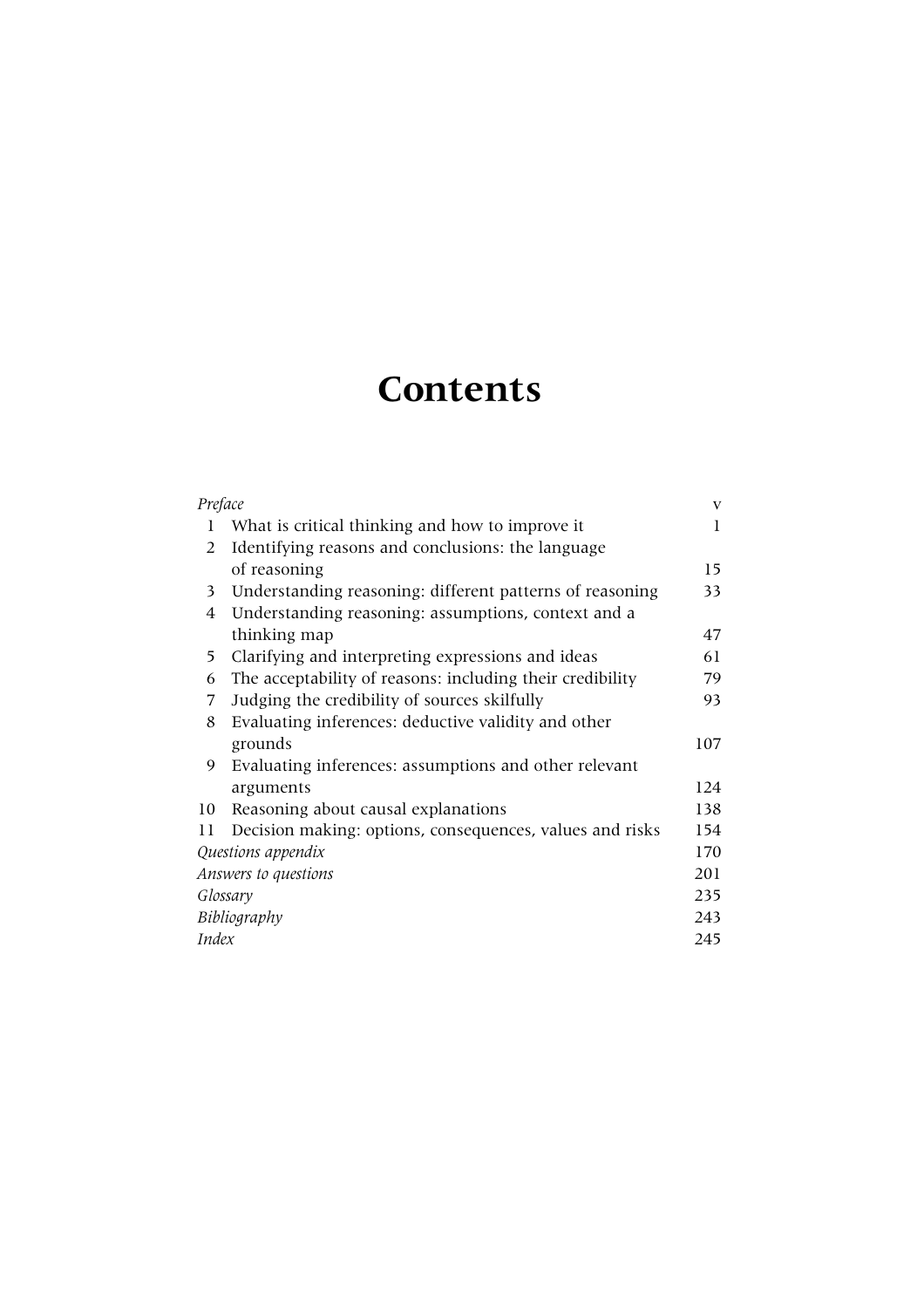# Contents

| | | |
|---|---|---|
| *Preface* | | v |
| 1 | What is critical thinking and how to improve it | 1 |
| 2 | Identifying reasons and conclusions: the language of reasoning | 15 |
| 3 | Understanding reasoning: different patterns of reasoning | 33 |
| 4 | Understanding reasoning: assumptions, context and a thinking map | 47 |
| 5 | Clarifying and interpreting expressions and ideas | 61 |
| 6 | The acceptability of reasons: including their credibility | 79 |
| 7 | Judging the credibility of sources skilfully | 93 |
| 8 | Evaluating inferences: deductive validity and other grounds | 107 |
| 9 | Evaluating inferences: assumptions and other relevant arguments | 124 |
| 10 | Reasoning about causal explanations | 138 |
| 11 | Decision making: options, consequences, values and risks | 154 |
| *Questions appendix* | | 170 |
| *Answers to questions* | | 201 |
| *Glossary* | | 235 |
| *Bibliography* | | 243 |
| *Index* | | 245 |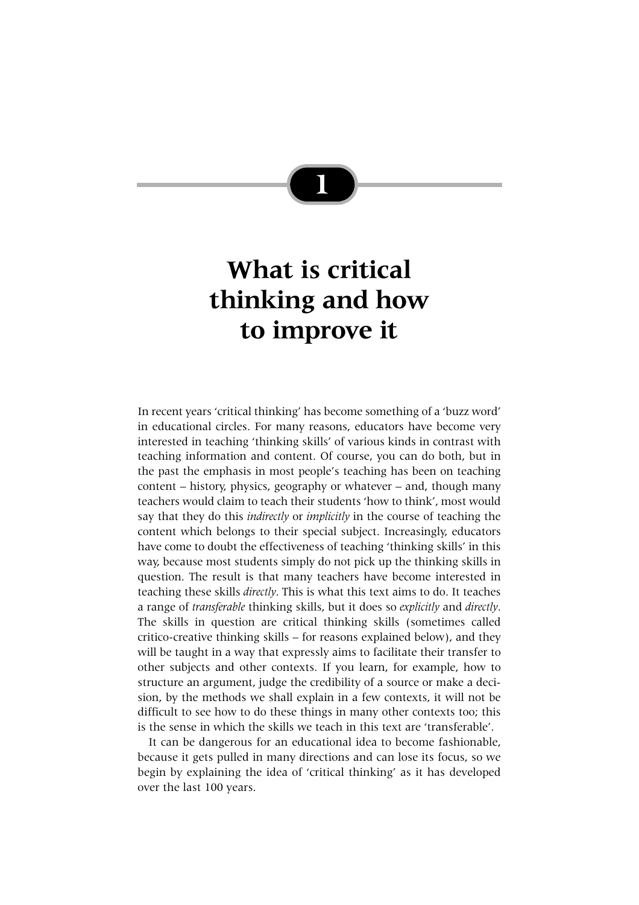# 1

# What is critical thinking and how to improve it

In recent years 'critical thinking' has become something of a 'buzz word' in educational circles. For many reasons, educators have become very interested in teaching 'thinking skills' of various kinds in contrast with teaching information and content. Of course, you can do both, but in the past the emphasis in most people's teaching has been on teaching content – history, physics, geography or whatever – and, though many teachers would claim to teach their students 'how to think', most would say that they do this *indirectly* or *implicitly* in the course of teaching the content which belongs to their special subject. Increasingly, educators have come to doubt the effectiveness of teaching 'thinking skills' in this way, because most students simply do not pick up the thinking skills in question. The result is that many teachers have become interested in teaching these skills *directly*. This is what this text aims to do. It teaches a range of *transferable* thinking skills, but it does so *explicitly* and *directly*. The skills in question are critical thinking skills (sometimes called critico-creative thinking skills – for reasons explained below), and they will be taught in a way that expressly aims to facilitate their transfer to other subjects and other contexts. If you learn, for example, how to structure an argument, judge the credibility of a source or make a decision, by the methods we shall explain in a few contexts, it will not be difficult to see how to do these things in many other contexts too; this is the sense in which the skills we teach in this text are 'transferable'.

It can be dangerous for an educational idea to become fashionable, because it gets pulled in many directions and can lose its focus, so we begin by explaining the idea of 'critical thinking' as it has developed over the last 100 years.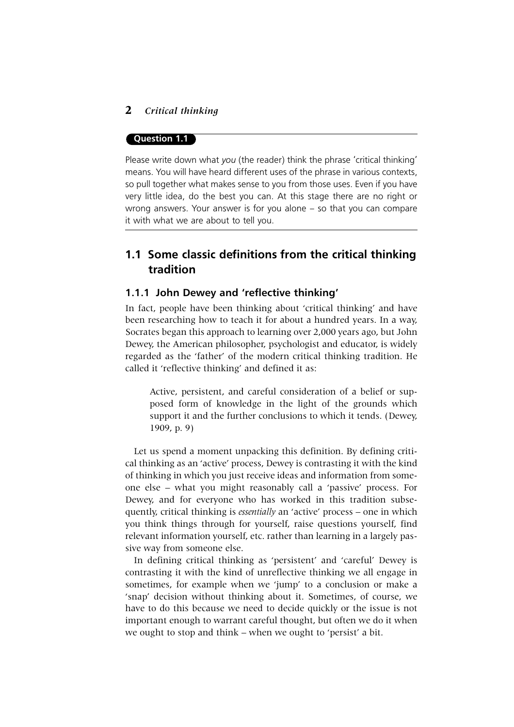**Question 1.1**

Please write down what *you* (the reader) think the phrase 'critical thinking' means. You will have heard different uses of the phrase in various contexts, so pull together what makes sense to you from those uses. Even if you have very little idea, do the best you can. At this stage there are no right or wrong answers. Your answer is for you alone – so that you can compare it with what we are about to tell you.

## 1.1 Some classic definitions from the critical thinking tradition

### 1.1.1 John Dewey and 'reflective thinking'

In fact, people have been thinking about 'critical thinking' and have been researching how to teach it for about a hundred years. In a way, Socrates began this approach to learning over 2,000 years ago, but John Dewey, the American philosopher, psychologist and educator, is widely regarded as the 'father' of the modern critical thinking tradition. He called it 'reflective thinking' and defined it as:

> Active, persistent, and careful consideration of a belief or supposed form of knowledge in the light of the grounds which support it and the further conclusions to which it tends. (Dewey, 1909, p. 9)

Let us spend a moment unpacking this definition. By defining critical thinking as an 'active' process, Dewey is contrasting it with the kind of thinking in which you just receive ideas and information from someone else – what you might reasonably call a 'passive' process. For Dewey, and for everyone who has worked in this tradition subsequently, critical thinking is *essentially* an 'active' process – one in which you think things through for yourself, raise questions yourself, find relevant information yourself, etc. rather than learning in a largely passive way from someone else.

In defining critical thinking as 'persistent' and 'careful' Dewey is contrasting it with the kind of unreflective thinking we all engage in sometimes, for example when we 'jump' to a conclusion or make a 'snap' decision without thinking about it. Sometimes, of course, we have to do this because we need to decide quickly or the issue is not important enough to warrant careful thought, but often we do it when we ought to stop and think – when we ought to 'persist' a bit.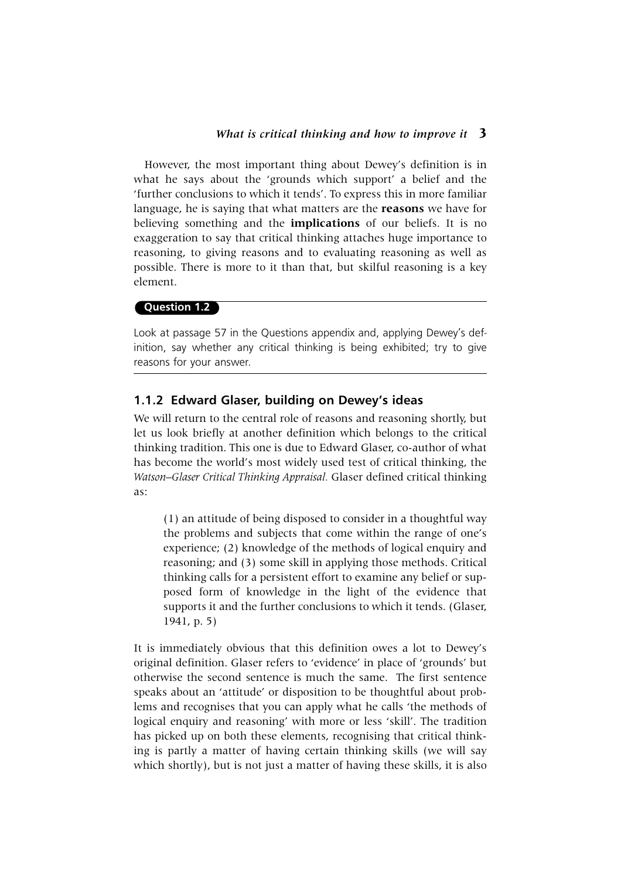However, the most important thing about Dewey's definition is in what he says about the 'grounds which support' a belief and the 'further conclusions to which it tends'. To express this in more familiar language, he is saying that what matters are the **reasons** we have for believing something and the **implications** of our beliefs. It is no exaggeration to say that critical thinking attaches huge importance to reasoning, to giving reasons and to evaluating reasoning as well as possible. There is more to it than that, but skilful reasoning is a key element.

**Question 1.2**

Look at passage 57 in the Questions appendix and, applying Dewey's definition, say whether any critical thinking is being exhibited; try to give reasons for your answer.

### 1.1.2 Edward Glaser, building on Dewey's ideas

We will return to the central role of reasons and reasoning shortly, but let us look briefly at another definition which belongs to the critical thinking tradition. This one is due to Edward Glaser, co-author of what has become the world's most widely used test of critical thinking, the *Watson–Glaser Critical Thinking Appraisal.* Glaser defined critical thinking as:

> (1) an attitude of being disposed to consider in a thoughtful way the problems and subjects that come within the range of one's experience; (2) knowledge of the methods of logical enquiry and reasoning; and (3) some skill in applying those methods. Critical thinking calls for a persistent effort to examine any belief or supposed form of knowledge in the light of the evidence that supports it and the further conclusions to which it tends. (Glaser, 1941, p. 5)

It is immediately obvious that this definition owes a lot to Dewey's original definition. Glaser refers to 'evidence' in place of 'grounds' but otherwise the second sentence is much the same. The first sentence speaks about an 'attitude' or disposition to be thoughtful about problems and recognises that you can apply what he calls 'the methods of logical enquiry and reasoning' with more or less 'skill'. The tradition has picked up on both these elements, recognising that critical thinking is partly a matter of having certain thinking skills (we will say which shortly), but is not just a matter of having these skills, it is also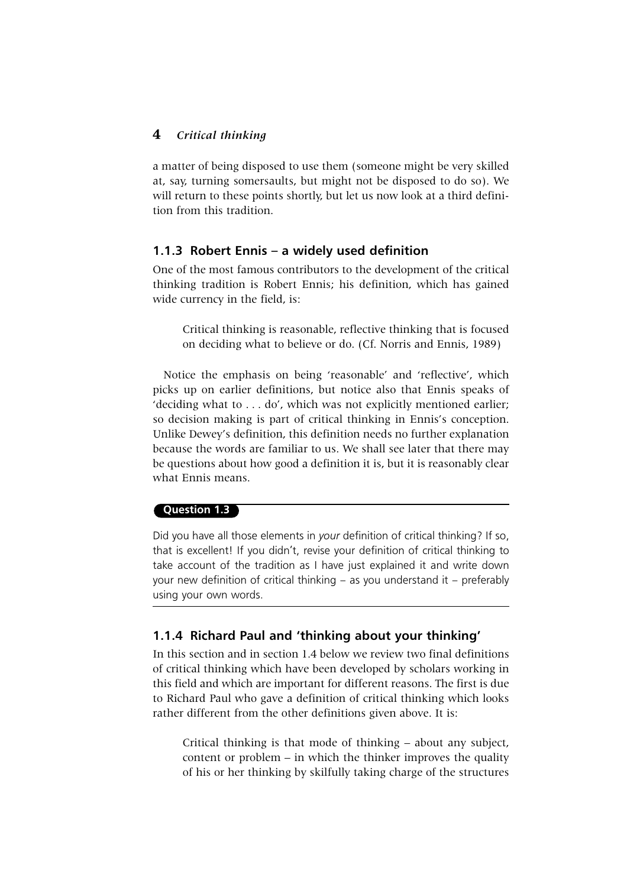a matter of being disposed to use them (someone might be very skilled at, say, turning somersaults, but might not be disposed to do so). We will return to these points shortly, but let us now look at a third definition from this tradition.

### 1.1.3 Robert Ennis – a widely used definition

One of the most famous contributors to the development of the critical thinking tradition is Robert Ennis; his definition, which has gained wide currency in the field, is:

> Critical thinking is reasonable, reflective thinking that is focused on deciding what to believe or do. (Cf. Norris and Ennis, 1989)

Notice the emphasis on being 'reasonable' and 'reflective', which picks up on earlier definitions, but notice also that Ennis speaks of 'deciding what to . . . do', which was not explicitly mentioned earlier; so decision making is part of critical thinking in Ennis's conception. Unlike Dewey's definition, this definition needs no further explanation because the words are familiar to us. We shall see later that there may be questions about how good a definition it is, but it is reasonably clear what Ennis means.

**Question 1.3**

Did you have all those elements in *your* definition of critical thinking? If so, that is excellent! If you didn't, revise your definition of critical thinking to take account of the tradition as I have just explained it and write down your new definition of critical thinking – as you understand it – preferably using your own words.

### 1.1.4 Richard Paul and 'thinking about your thinking'

In this section and in section 1.4 below we review two final definitions of critical thinking which have been developed by scholars working in this field and which are important for different reasons. The first is due to Richard Paul who gave a definition of critical thinking which looks rather different from the other definitions given above. It is:

> Critical thinking is that mode of thinking – about any subject, content or problem – in which the thinker improves the quality of his or her thinking by skilfully taking charge of the structures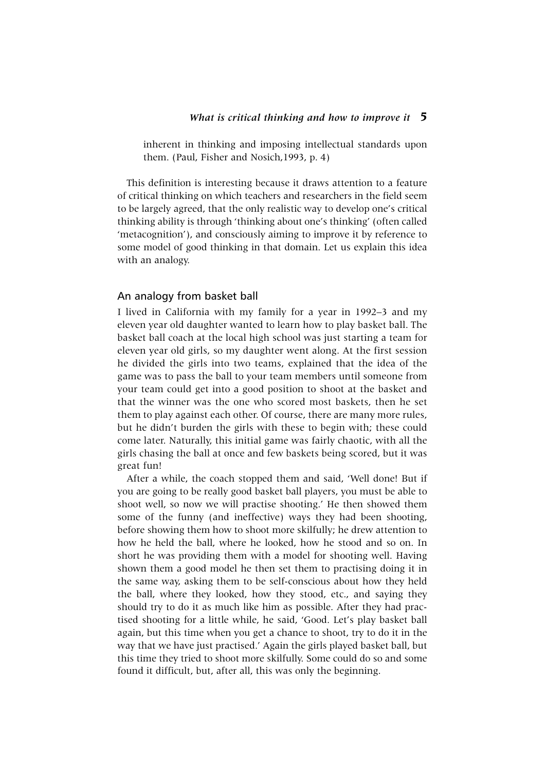inherent in thinking and imposing intellectual standards upon them. (Paul, Fisher and Nosich,1993, p. 4)

This definition is interesting because it draws attention to a feature of critical thinking on which teachers and researchers in the field seem to be largely agreed, that the only realistic way to develop one's critical thinking ability is through 'thinking about one's thinking' (often called 'metacognition'), and consciously aiming to improve it by reference to some model of good thinking in that domain. Let us explain this idea with an analogy.

## An analogy from basket ball

I lived in California with my family for a year in 1992–3 and my eleven year old daughter wanted to learn how to play basket ball. The basket ball coach at the local high school was just starting a team for eleven year old girls, so my daughter went along. At the first session he divided the girls into two teams, explained that the idea of the game was to pass the ball to your team members until someone from your team could get into a good position to shoot at the basket and that the winner was the one who scored most baskets, then he set them to play against each other. Of course, there are many more rules, but he didn't burden the girls with these to begin with; these could come later. Naturally, this initial game was fairly chaotic, with all the girls chasing the ball at once and few baskets being scored, but it was great fun!

After a while, the coach stopped them and said, 'Well done! But if you are going to be really good basket ball players, you must be able to shoot well, so now we will practise shooting.' He then showed them some of the funny (and ineffective) ways they had been shooting, before showing them how to shoot more skilfully; he drew attention to how he held the ball, where he looked, how he stood and so on. In short he was providing them with a model for shooting well. Having shown them a good model he then set them to practising doing it in the same way, asking them to be self-conscious about how they held the ball, where they looked, how they stood, etc., and saying they should try to do it as much like him as possible. After they had practised shooting for a little while, he said, 'Good. Let's play basket ball again, but this time when you get a chance to shoot, try to do it in the way that we have just practised.' Again the girls played basket ball, but this time they tried to shoot more skilfully. Some could do so and some found it difficult, but, after all, this was only the beginning.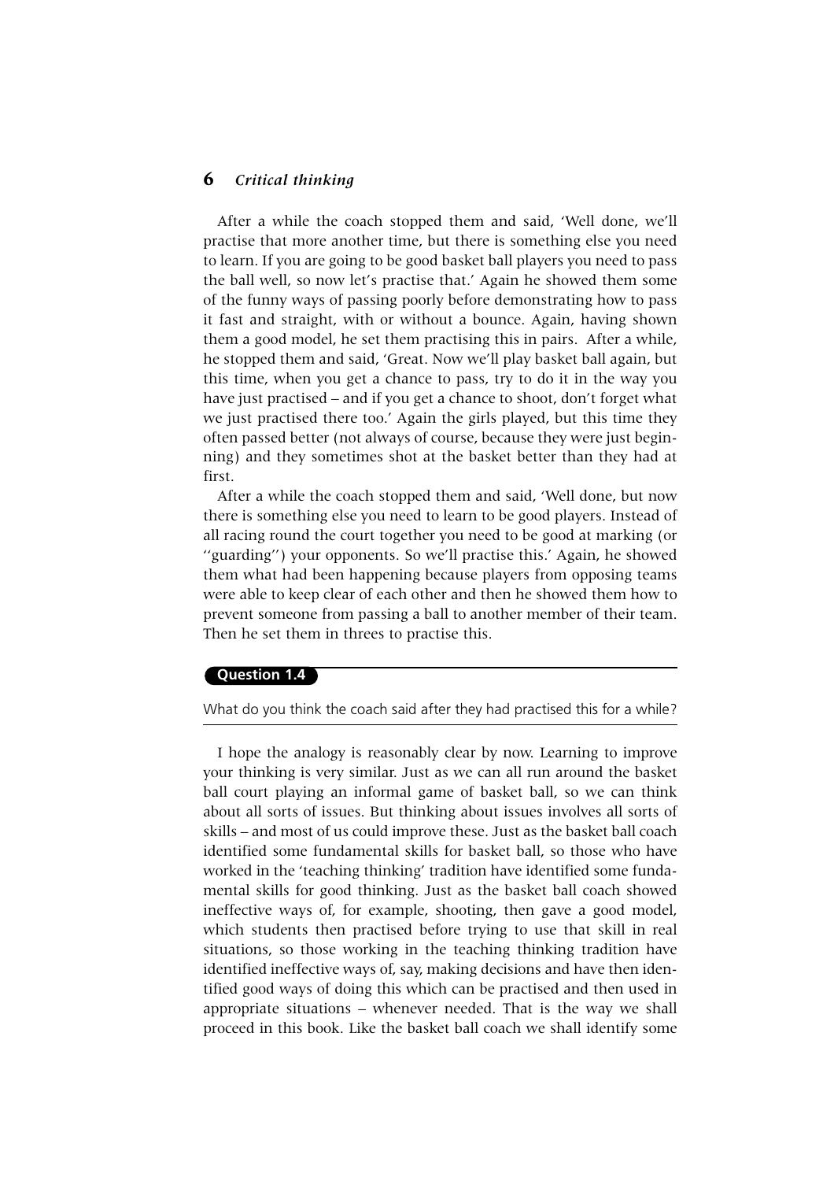After a while the coach stopped them and said, 'Well done, we'll practise that more another time, but there is something else you need to learn. If you are going to be good basket ball players you need to pass the ball well, so now let's practise that.' Again he showed them some of the funny ways of passing poorly before demonstrating how to pass it fast and straight, with or without a bounce. Again, having shown them a good model, he set them practising this in pairs. After a while, he stopped them and said, 'Great. Now we'll play basket ball again, but this time, when you get a chance to pass, try to do it in the way you have just practised – and if you get a chance to shoot, don't forget what we just practised there too.' Again the girls played, but this time they often passed better (not always of course, because they were just beginning) and they sometimes shot at the basket better than they had at first.

After a while the coach stopped them and said, 'Well done, but now there is something else you need to learn to be good players. Instead of all racing round the court together you need to be good at marking (or ''guarding'') your opponents. So we'll practise this.' Again, he showed them what had been happening because players from opposing teams were able to keep clear of each other and then he showed them how to prevent someone from passing a ball to another member of their team. Then he set them in threes to practise this.

**Question 1.4**

What do you think the coach said after they had practised this for a while?

I hope the analogy is reasonably clear by now. Learning to improve your thinking is very similar. Just as we can all run around the basket ball court playing an informal game of basket ball, so we can think about all sorts of issues. But thinking about issues involves all sorts of skills – and most of us could improve these. Just as the basket ball coach identified some fundamental skills for basket ball, so those who have worked in the 'teaching thinking' tradition have identified some fundamental skills for good thinking. Just as the basket ball coach showed ineffective ways of, for example, shooting, then gave a good model, which students then practised before trying to use that skill in real situations, so those working in the teaching thinking tradition have identified ineffective ways of, say, making decisions and have then identified good ways of doing this which can be practised and then used in appropriate situations – whenever needed. That is the way we shall proceed in this book. Like the basket ball coach we shall identify some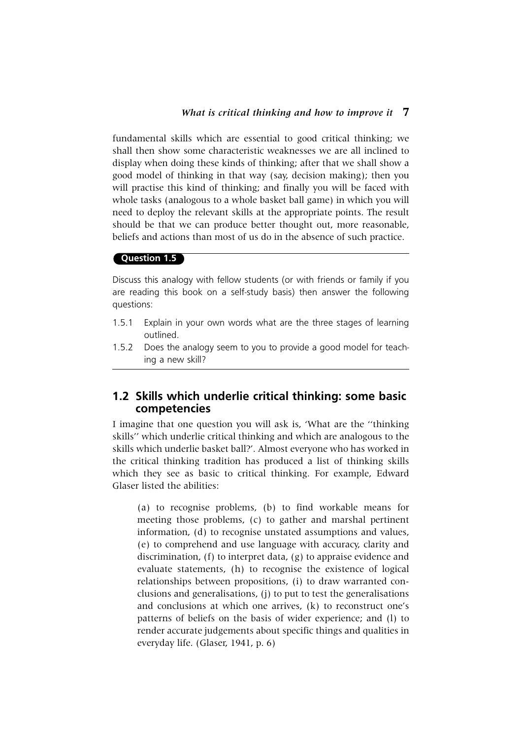fundamental skills which are essential to good critical thinking; we shall then show some characteristic weaknesses we are all inclined to display when doing these kinds of thinking; after that we shall show a good model of thinking in that way (say, decision making); then you will practise this kind of thinking; and finally you will be faced with whole tasks (analogous to a whole basket ball game) in which you will need to deploy the relevant skills at the appropriate points. The result should be that we can produce better thought out, more reasonable, beliefs and actions than most of us do in the absence of such practice.

**Question 1.5**

Discuss this analogy with fellow students (or with friends or family if you are reading this book on a self-study basis) then answer the following questions:

1.5.1 Explain in your own words what are the three stages of learning outlined.

1.5.2 Does the analogy seem to you to provide a good model for teaching a new skill?

## 1.2 Skills which underlie critical thinking: some basic competencies

I imagine that one question you will ask is, 'What are the "thinking skills" which underlie critical thinking and which are analogous to the skills which underlie basket ball?'. Almost everyone who has worked in the critical thinking tradition has produced a list of thinking skills which they see as basic to critical thinking. For example, Edward Glaser listed the abilities:

> (a) to recognise problems, (b) to find workable means for meeting those problems, (c) to gather and marshal pertinent information, (d) to recognise unstated assumptions and values, (e) to comprehend and use language with accuracy, clarity and discrimination, (f) to interpret data, (g) to appraise evidence and evaluate statements, (h) to recognise the existence of logical relationships between propositions, (i) to draw warranted conclusions and generalisations, (j) to put to test the generalisations and conclusions at which one arrives, (k) to reconstruct one's patterns of beliefs on the basis of wider experience; and (l) to render accurate judgements about specific things and qualities in everyday life. (Glaser, 1941, p. 6)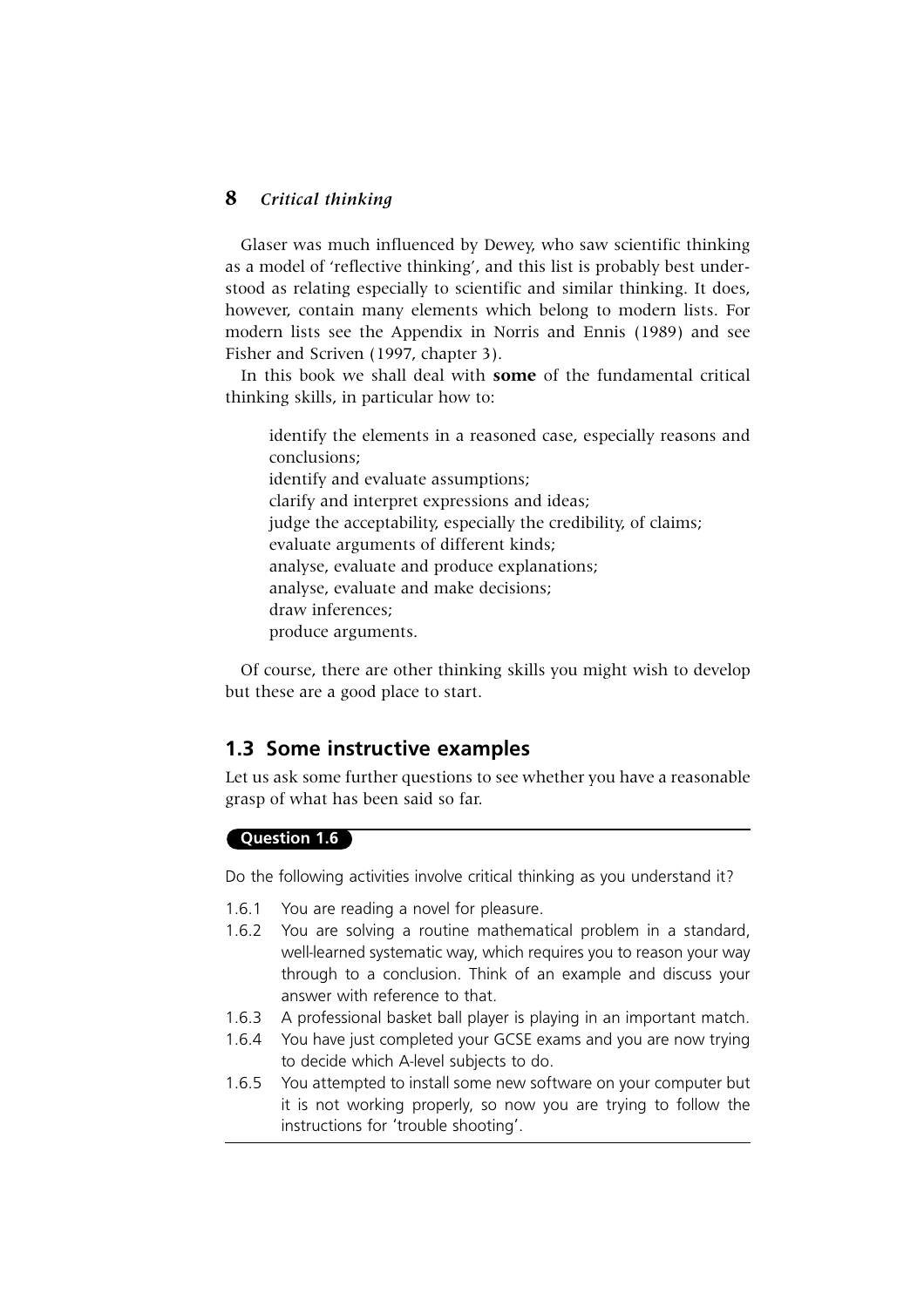Glaser was much influenced by Dewey, who saw scientific thinking as a model of 'reflective thinking', and this list is probably best understood as relating especially to scientific and similar thinking. It does, however, contain many elements which belong to modern lists. For modern lists see the Appendix in Norris and Ennis (1989) and see Fisher and Scriven (1997, chapter 3).

In this book we shall deal with **some** of the fundamental critical thinking skills, in particular how to:

> identify the elements in a reasoned case, especially reasons and conclusions;
> identify and evaluate assumptions;
> clarify and interpret expressions and ideas;
> judge the acceptability, especially the credibility, of claims;
> evaluate arguments of different kinds;
> analyse, evaluate and produce explanations;
> analyse, evaluate and make decisions;
> draw inferences;
> produce arguments.

Of course, there are other thinking skills you might wish to develop but these are a good place to start.

## 1.3 Some instructive examples

Let us ask some further questions to see whether you have a reasonable grasp of what has been said so far.

**Question 1.6**

Do the following activities involve critical thinking as you understand it?

1.6.1 You are reading a novel for pleasure.

1.6.2 You are solving a routine mathematical problem in a standard, well-learned systematic way, which requires you to reason your way through to a conclusion. Think of an example and discuss your answer with reference to that.

1.6.3 A professional basket ball player is playing in an important match.

1.6.4 You have just completed your GCSE exams and you are now trying to decide which A-level subjects to do.

1.6.5 You attempted to install some new software on your computer but it is not working properly, so now you are trying to follow the instructions for 'trouble shooting'.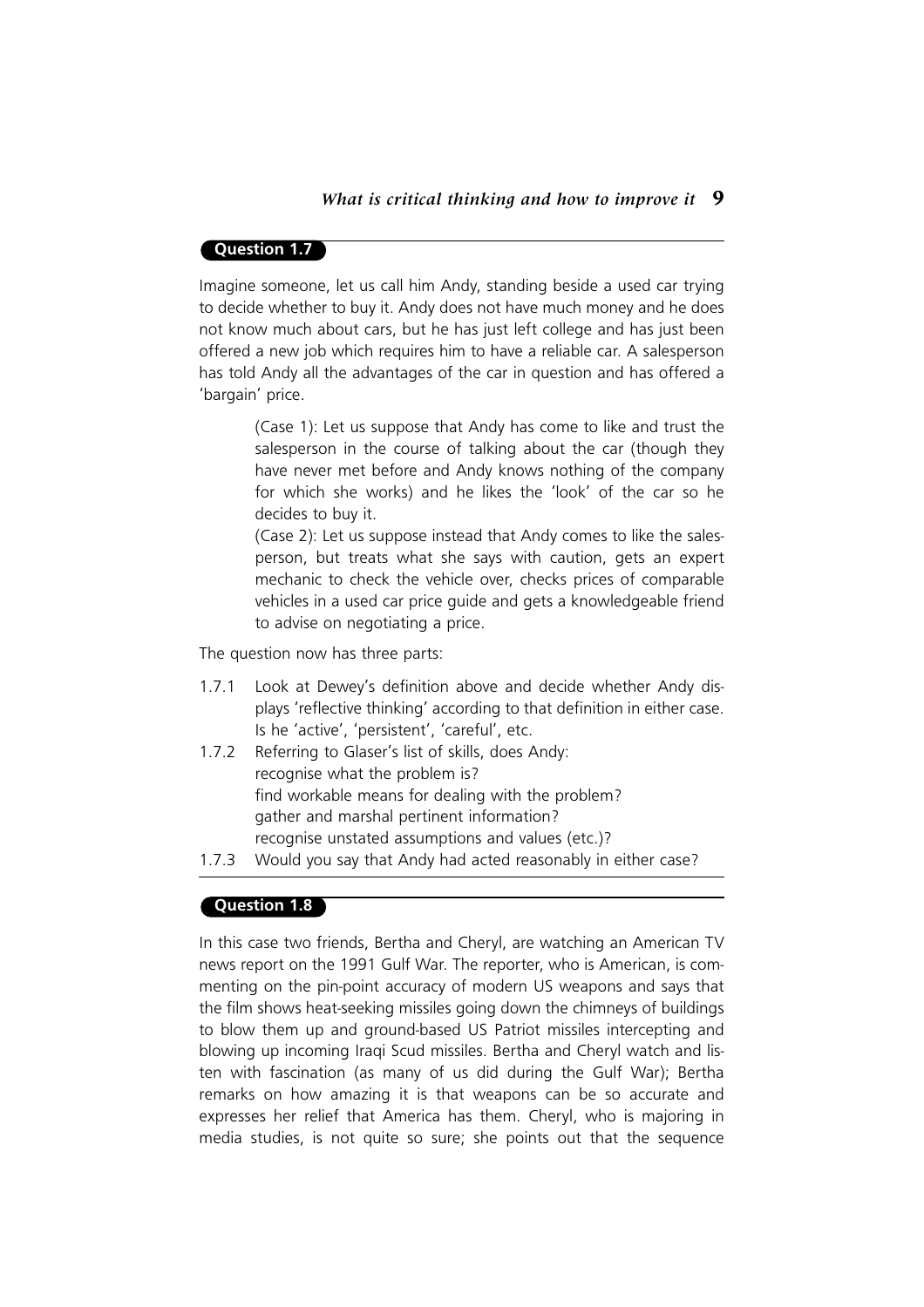### Question 1.7

Imagine someone, let us call him Andy, standing beside a used car trying to decide whether to buy it. Andy does not have much money and he does not know much about cars, but he has just left college and has just been offered a new job which requires him to have a reliable car. A salesperson has told Andy all the advantages of the car in question and has offered a 'bargain' price.

> (Case 1): Let us suppose that Andy has come to like and trust the salesperson in the course of talking about the car (though they have never met before and Andy knows nothing of the company for which she works) and he likes the 'look' of the car so he decides to buy it.
>
> (Case 2): Let us suppose instead that Andy comes to like the salesperson, but treats what she says with caution, gets an expert mechanic to check the vehicle over, checks prices of comparable vehicles in a used car price guide and gets a knowledgeable friend to advise on negotiating a price.

The question now has three parts:

1.7.1 Look at Dewey's definition above and decide whether Andy displays 'reflective thinking' according to that definition in either case. Is he 'active', 'persistent', 'careful', etc.

1.7.2 Referring to Glaser's list of skills, does Andy:
recognise what the problem is?
find workable means for dealing with the problem?
gather and marshal pertinent information?
recognise unstated assumptions and values (etc.)?

1.7.3 Would you say that Andy had acted reasonably in either case?

### Question 1.8

In this case two friends, Bertha and Cheryl, are watching an American TV news report on the 1991 Gulf War. The reporter, who is American, is commenting on the pin-point accuracy of modern US weapons and says that the film shows heat-seeking missiles going down the chimneys of buildings to blow them up and ground-based US Patriot missiles intercepting and blowing up incoming Iraqi Scud missiles. Bertha and Cheryl watch and listen with fascination (as many of us did during the Gulf War); Bertha remarks on how amazing it is that weapons can be so accurate and expresses her relief that America has them. Cheryl, who is majoring in media studies, is not quite so sure; she points out that the sequence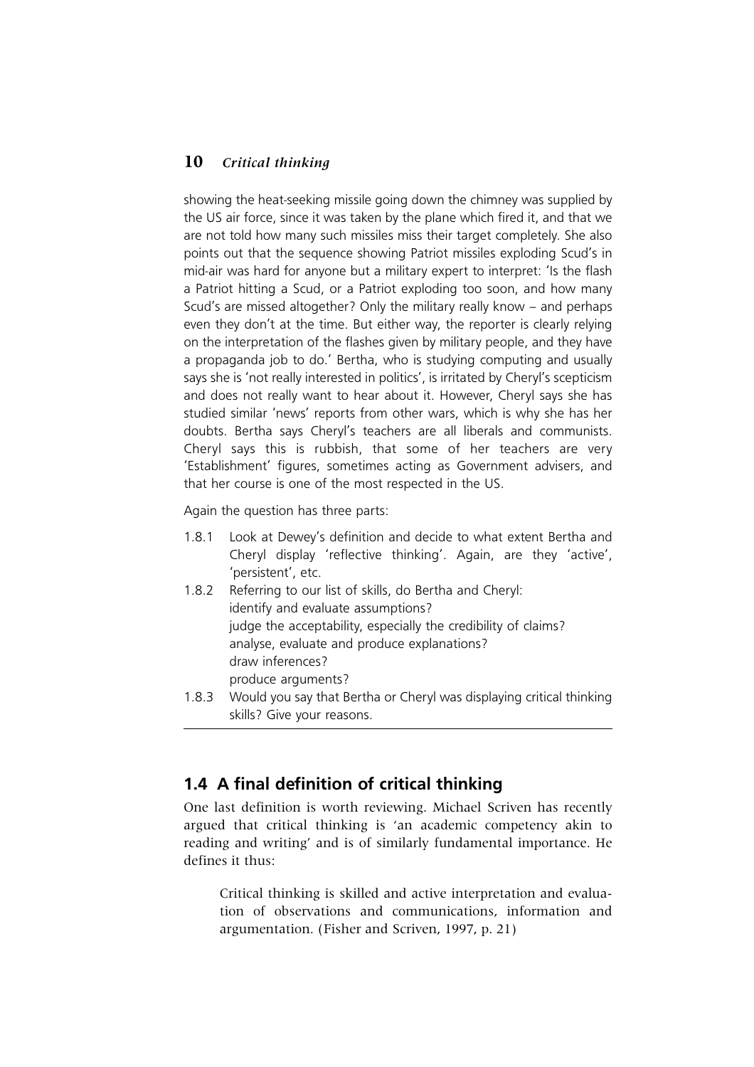showing the heat-seeking missile going down the chimney was supplied by the US air force, since it was taken by the plane which fired it, and that we are not told how many such missiles miss their target completely. She also points out that the sequence showing Patriot missiles exploding Scud's in mid-air was hard for anyone but a military expert to interpret: 'Is the flash a Patriot hitting a Scud, or a Patriot exploding too soon, and how many Scud's are missed altogether? Only the military really know – and perhaps even they don't at the time. But either way, the reporter is clearly relying on the interpretation of the flashes given by military people, and they have a propaganda job to do.' Bertha, who is studying computing and usually says she is 'not really interested in politics', is irritated by Cheryl's scepticism and does not really want to hear about it. However, Cheryl says she has studied similar 'news' reports from other wars, which is why she has her doubts. Bertha says Cheryl's teachers are all liberals and communists. Cheryl says this is rubbish, that some of her teachers are very 'Establishment' figures, sometimes acting as Government advisers, and that her course is one of the most respected in the US.

Again the question has three parts:

1.8.1 Look at Dewey's definition and decide to what extent Bertha and Cheryl display 'reflective thinking'. Again, are they 'active', 'persistent', etc.

1.8.2 Referring to our list of skills, do Bertha and Cheryl:
identify and evaluate assumptions?
judge the acceptability, especially the credibility of claims?
analyse, evaluate and produce explanations?
draw inferences?
produce arguments?

1.8.3 Would you say that Bertha or Cheryl was displaying critical thinking skills? Give your reasons.

## 1.4 A final definition of critical thinking

One last definition is worth reviewing. Michael Scriven has recently argued that critical thinking is 'an academic competency akin to reading and writing' and is of similarly fundamental importance. He defines it thus:

> Critical thinking is skilled and active interpretation and evaluation of observations and communications, information and argumentation. (Fisher and Scriven, 1997, p. 21)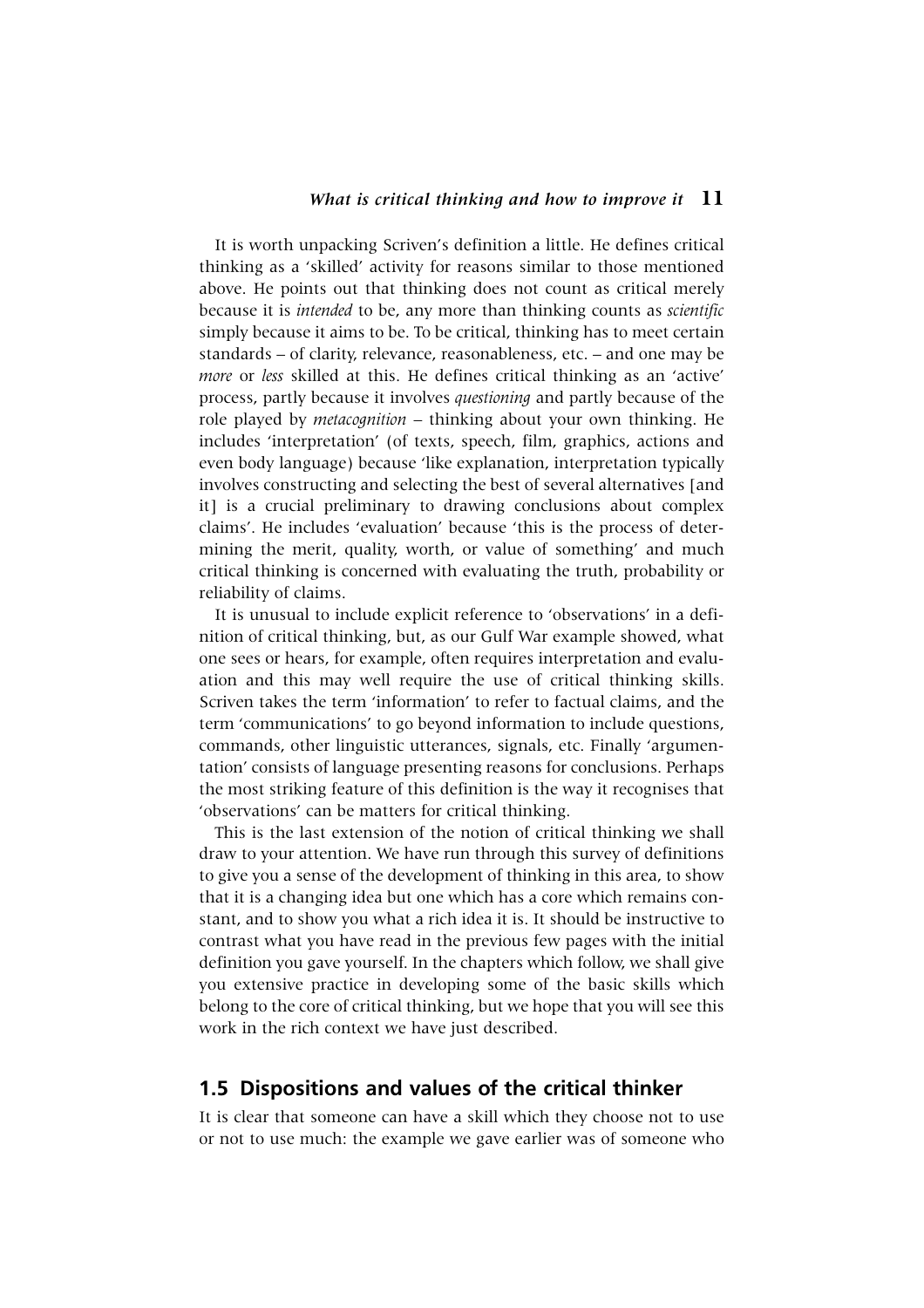It is worth unpacking Scriven's definition a little. He defines critical thinking as a 'skilled' activity for reasons similar to those mentioned above. He points out that thinking does not count as critical merely because it is *intended* to be, any more than thinking counts as *scientific* simply because it aims to be. To be critical, thinking has to meet certain standards – of clarity, relevance, reasonableness, etc. – and one may be *more* or *less* skilled at this. He defines critical thinking as an 'active' process, partly because it involves *questioning* and partly because of the role played by *metacognition* – thinking about your own thinking. He includes 'interpretation' (of texts, speech, film, graphics, actions and even body language) because 'like explanation, interpretation typically involves constructing and selecting the best of several alternatives [and it] is a crucial preliminary to drawing conclusions about complex claims'. He includes 'evaluation' because 'this is the process of determining the merit, quality, worth, or value of something' and much critical thinking is concerned with evaluating the truth, probability or reliability of claims.

It is unusual to include explicit reference to 'observations' in a definition of critical thinking, but, as our Gulf War example showed, what one sees or hears, for example, often requires interpretation and evaluation and this may well require the use of critical thinking skills. Scriven takes the term 'information' to refer to factual claims, and the term 'communications' to go beyond information to include questions, commands, other linguistic utterances, signals, etc. Finally 'argumentation' consists of language presenting reasons for conclusions. Perhaps the most striking feature of this definition is the way it recognises that 'observations' can be matters for critical thinking.

This is the last extension of the notion of critical thinking we shall draw to your attention. We have run through this survey of definitions to give you a sense of the development of thinking in this area, to show that it is a changing idea but one which has a core which remains constant, and to show you what a rich idea it is. It should be instructive to contrast what you have read in the previous few pages with the initial definition you gave yourself. In the chapters which follow, we shall give you extensive practice in developing some of the basic skills which belong to the core of critical thinking, but we hope that you will see this work in the rich context we have just described.

## 1.5 Dispositions and values of the critical thinker

It is clear that someone can have a skill which they choose not to use or not to use much: the example we gave earlier was of someone who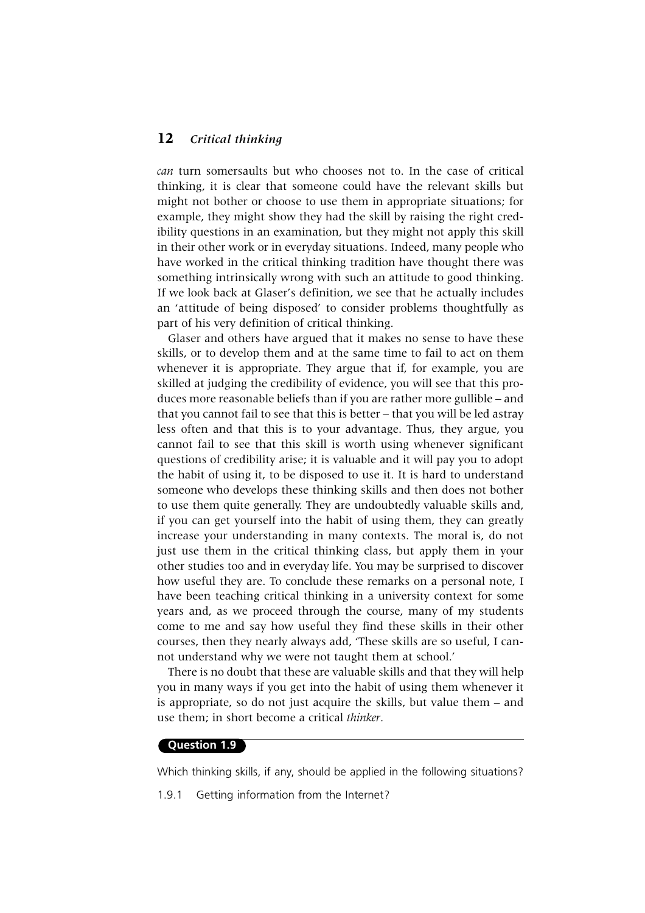*can* turn somersaults but who chooses not to. In the case of critical thinking, it is clear that someone could have the relevant skills but might not bother or choose to use them in appropriate situations; for example, they might show they had the skill by raising the right credibility questions in an examination, but they might not apply this skill in their other work or in everyday situations. Indeed, many people who have worked in the critical thinking tradition have thought there was something intrinsically wrong with such an attitude to good thinking. If we look back at Glaser's definition, we see that he actually includes an 'attitude of being disposed' to consider problems thoughtfully as part of his very definition of critical thinking.

Glaser and others have argued that it makes no sense to have these skills, or to develop them and at the same time to fail to act on them whenever it is appropriate. They argue that if, for example, you are skilled at judging the credibility of evidence, you will see that this produces more reasonable beliefs than if you are rather more gullible – and that you cannot fail to see that this is better – that you will be led astray less often and that this is to your advantage. Thus, they argue, you cannot fail to see that this skill is worth using whenever significant questions of credibility arise; it is valuable and it will pay you to adopt the habit of using it, to be disposed to use it. It is hard to understand someone who develops these thinking skills and then does not bother to use them quite generally. They are undoubtedly valuable skills and, if you can get yourself into the habit of using them, they can greatly increase your understanding in many contexts. The moral is, do not just use them in the critical thinking class, but apply them in your other studies too and in everyday life. You may be surprised to discover how useful they are. To conclude these remarks on a personal note, I have been teaching critical thinking in a university context for some years and, as we proceed through the course, many of my students come to me and say how useful they find these skills in their other courses, then they nearly always add, 'These skills are so useful, I cannot understand why we were not taught them at school.'

There is no doubt that these are valuable skills and that they will help you in many ways if you get into the habit of using them whenever it is appropriate, so do not just acquire the skills, but value them – and use them; in short become a critical *thinker*.

**Question 1.9**

Which thinking skills, if any, should be applied in the following situations?

1.9.1 Getting information from the Internet?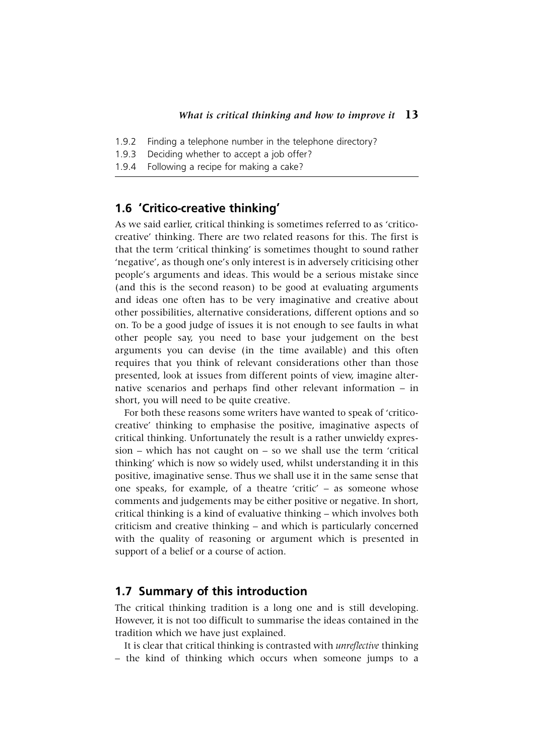1.9.2 Finding a telephone number in the telephone directory?
1.9.3 Deciding whether to accept a job offer?
1.9.4 Following a recipe for making a cake?

## 1.6 'Critico-creative thinking'

As we said earlier, critical thinking is sometimes referred to as 'critico-creative' thinking. There are two related reasons for this. The first is that the term 'critical thinking' is sometimes thought to sound rather 'negative', as though one's only interest is in adversely criticising other people's arguments and ideas. This would be a serious mistake since (and this is the second reason) to be good at evaluating arguments and ideas one often has to be very imaginative and creative about other possibilities, alternative considerations, different options and so on. To be a good judge of issues it is not enough to see faults in what other people say, you need to base your judgement on the best arguments you can devise (in the time available) and this often requires that you think of relevant considerations other than those presented, look at issues from different points of view, imagine alternative scenarios and perhaps find other relevant information – in short, you will need to be quite creative.

For both these reasons some writers have wanted to speak of 'critico-creative' thinking to emphasise the positive, imaginative aspects of critical thinking. Unfortunately the result is a rather unwieldy expression – which has not caught on – so we shall use the term 'critical thinking' which is now so widely used, whilst understanding it in this positive, imaginative sense. Thus we shall use it in the same sense that one speaks, for example, of a theatre 'critic' – as someone whose comments and judgements may be either positive or negative. In short, critical thinking is a kind of evaluative thinking – which involves both criticism and creative thinking – and which is particularly concerned with the quality of reasoning or argument which is presented in support of a belief or a course of action.

## 1.7 Summary of this introduction

The critical thinking tradition is a long one and is still developing. However, it is not too difficult to summarise the ideas contained in the tradition which we have just explained.

It is clear that critical thinking is contrasted with *unreflective* thinking – the kind of thinking which occurs when someone jumps to a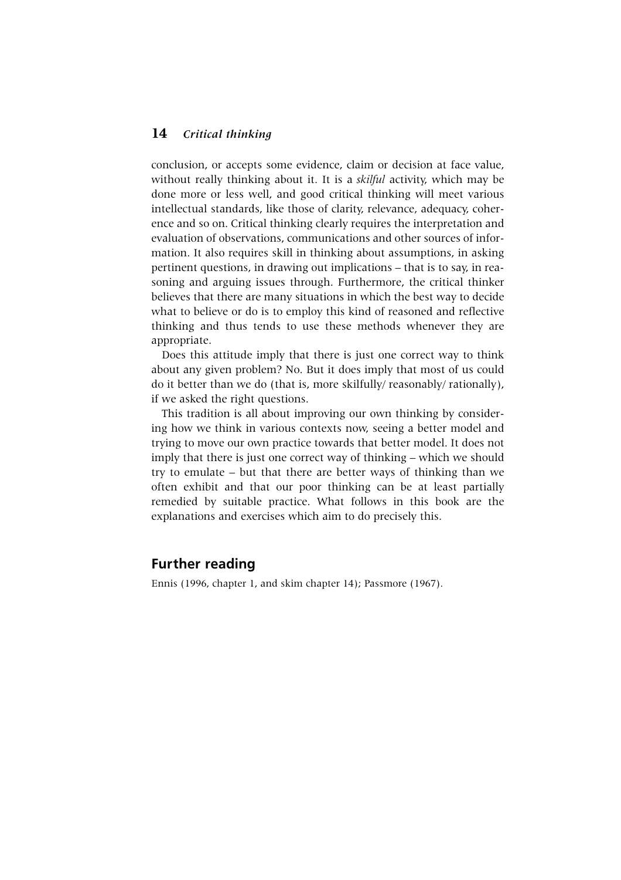conclusion, or accepts some evidence, claim or decision at face value, without really thinking about it. It is a *skilful* activity, which may be done more or less well, and good critical thinking will meet various intellectual standards, like those of clarity, relevance, adequacy, coherence and so on. Critical thinking clearly requires the interpretation and evaluation of observations, communications and other sources of information. It also requires skill in thinking about assumptions, in asking pertinent questions, in drawing out implications – that is to say, in reasoning and arguing issues through. Furthermore, the critical thinker believes that there are many situations in which the best way to decide what to believe or do is to employ this kind of reasoned and reflective thinking and thus tends to use these methods whenever they are appropriate.

Does this attitude imply that there is just one correct way to think about any given problem? No. But it does imply that most of us could do it better than we do (that is, more skilfully/ reasonably/ rationally), if we asked the right questions.

This tradition is all about improving our own thinking by considering how we think in various contexts now, seeing a better model and trying to move our own practice towards that better model. It does not imply that there is just one correct way of thinking – which we should try to emulate – but that there are better ways of thinking than we often exhibit and that our poor thinking can be at least partially remedied by suitable practice. What follows in this book are the explanations and exercises which aim to do precisely this.

## Further reading

Ennis (1996, chapter 1, and skim chapter 14); Passmore (1967).